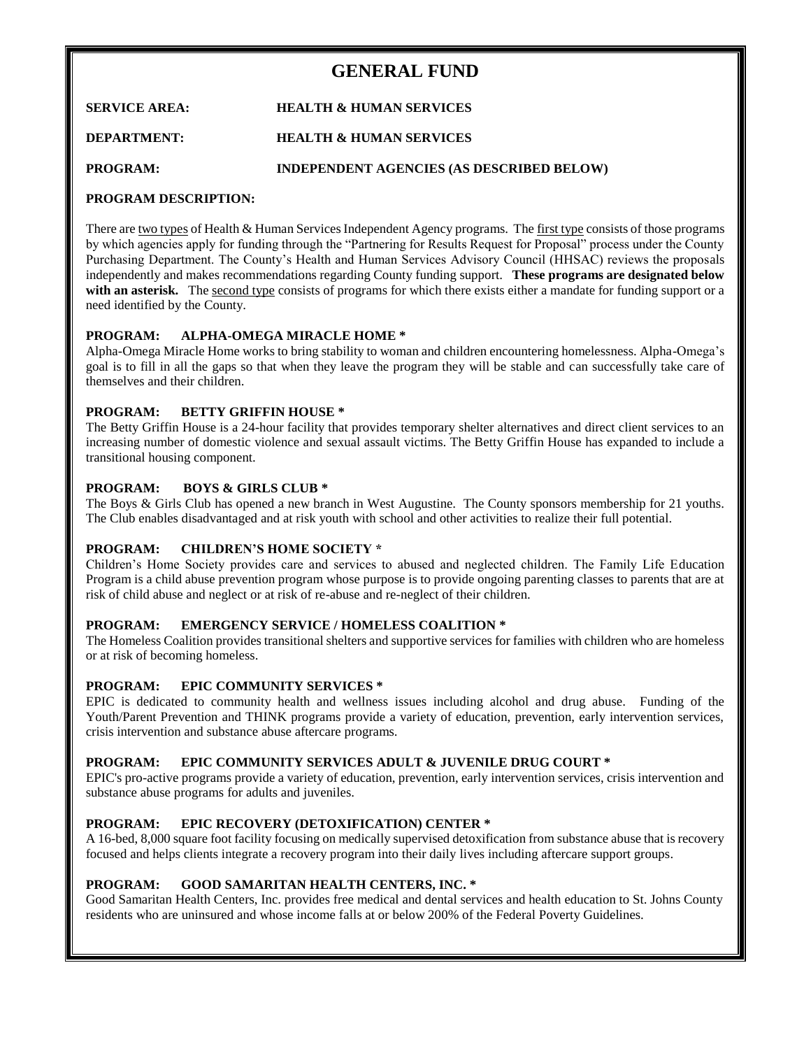# GENERAL FUND

**SERVICE AREA:** HEALTH & HUMAN SERVICES

**DEPARTMENT:** HEALTH & HUMAN SERVICES

**PROGRAM:** INDEPENDENT AGENCIES (AS DESCRIBED BELOW)

**PROGRAM DESCRIPTION:**

There are two types of Health & Human Services Independent Agency programs. The first type consists of those programs by which agencies apply for funding through the "Partnering for Results Request for Proposal" process under the County Purchasing Department. The County's Health and Human Services Advisory Council (HHSAC) reviews the proposals independently and makes recommendations regarding County funding support. **These programs are designated below with an asterisk.** The second type consists of programs for which there exists either a mandate for funding support or a need identified by the County.

**PROGRAM: ALPHA-OMEGA MIRACLE HOME ***

Alpha-Omega Miracle Home works to bring stability to woman and children encountering homelessness. Alpha-Omega's goal is to fill in all the gaps so that when they leave the program they will be stable and can successfully take care of themselves and their children.

**PROGRAM: BETTY GRIFFIN HOUSE ***

The Betty Griffin House is a 24-hour facility that provides temporary shelter alternatives and direct client services to an increasing number of domestic violence and sexual assault victims. The Betty Griffin House has expanded to include a transitional housing component.

**PROGRAM: BOYS & GIRLS CLUB ***

The Boys & Girls Club has opened a new branch in West Augustine. The County sponsors membership for 21 youths. The Club enables disadvantaged and at risk youth with school and other activities to realize their full potential.

**PROGRAM: CHILDREN'S HOME SOCIETY ***

Children's Home Society provides care and services to abused and neglected children. The Family Life Education Program is a child abuse prevention program whose purpose is to provide ongoing parenting classes to parents that are at risk of child abuse and neglect or at risk of re-abuse and re-neglect of their children.

**PROGRAM: EMERGENCY SERVICE / HOMELESS COALITION ***

The Homeless Coalition provides transitional shelters and supportive services for families with children who are homeless or at risk of becoming homeless.

**PROGRAM: EPIC COMMUNITY SERVICES ***

EPIC is dedicated to community health and wellness issues including alcohol and drug abuse. Funding of the Youth/Parent Prevention and THINK programs provide a variety of education, prevention, early intervention services, crisis intervention and substance abuse aftercare programs.

**PROGRAM: EPIC COMMUNITY SERVICES ADULT & JUVENILE DRUG COURT ***

EPIC's pro-active programs provide a variety of education, prevention, early intervention services, crisis intervention and substance abuse programs for adults and juveniles.

**PROGRAM: EPIC RECOVERY (DETOXIFICATION) CENTER ***

A 16-bed, 8,000 square foot facility focusing on medically supervised detoxification from substance abuse that is recovery focused and helps clients integrate a recovery program into their daily lives including aftercare support groups.

**PROGRAM: GOOD SAMARITAN HEALTH CENTERS, INC. ***

Good Samaritan Health Centers, Inc. provides free medical and dental services and health education to St. Johns County residents who are uninsured and whose income falls at or below 200% of the Federal Poverty Guidelines.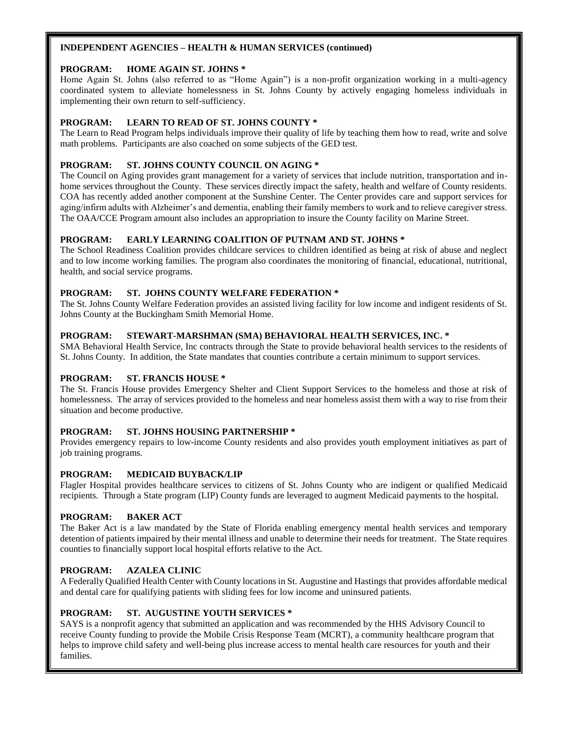**INDEPENDENT AGENCIES – HEALTH & HUMAN SERVICES (continued)**

**PROGRAM: HOME AGAIN ST. JOHNS ***

Home Again St. Johns (also referred to as "Home Again") is a non-profit organization working in a multi-agency coordinated system to alleviate homelessness in St. Johns County by actively engaging homeless individuals in implementing their own return to self-sufficiency.

**PROGRAM: LEARN TO READ OF ST. JOHNS COUNTY ***

The Learn to Read Program helps individuals improve their quality of life by teaching them how to read, write and solve math problems. Participants are also coached on some subjects of the GED test.

**PROGRAM: ST. JOHNS COUNTY COUNCIL ON AGING ***

The Council on Aging provides grant management for a variety of services that include nutrition, transportation and in-home services throughout the County. These services directly impact the safety, health and welfare of County residents. COA has recently added another component at the Sunshine Center. The Center provides care and support services for aging/infirm adults with Alzheimer's and dementia, enabling their family members to work and to relieve caregiver stress. The OAA/CCE Program amount also includes an appropriation to insure the County facility on Marine Street.

**PROGRAM: EARLY LEARNING COALITION OF PUTNAM AND ST. JOHNS ***

The School Readiness Coalition provides childcare services to children identified as being at risk of abuse and neglect and to low income working families. The program also coordinates the monitoring of financial, educational, nutritional, health, and social service programs.

**PROGRAM: ST. JOHNS COUNTY WELFARE FEDERATION ***

The St. Johns County Welfare Federation provides an assisted living facility for low income and indigent residents of St. Johns County at the Buckingham Smith Memorial Home.

**PROGRAM: STEWART-MARSHMAN (SMA) BEHAVIORAL HEALTH SERVICES, INC. ***

SMA Behavioral Health Service, Inc contracts through the State to provide behavioral health services to the residents of St. Johns County. In addition, the State mandates that counties contribute a certain minimum to support services.

**PROGRAM: ST. FRANCIS HOUSE ***

The St. Francis House provides Emergency Shelter and Client Support Services to the homeless and those at risk of homelessness. The array of services provided to the homeless and near homeless assist them with a way to rise from their situation and become productive.

**PROGRAM: ST. JOHNS HOUSING PARTNERSHIP ***

Provides emergency repairs to low-income County residents and also provides youth employment initiatives as part of job training programs.

**PROGRAM: MEDICAID BUYBACK/LIP**

Flagler Hospital provides healthcare services to citizens of St. Johns County who are indigent or qualified Medicaid recipients. Through a State program (LIP) County funds are leveraged to augment Medicaid payments to the hospital.

**PROGRAM: BAKER ACT**

The Baker Act is a law mandated by the State of Florida enabling emergency mental health services and temporary detention of patients impaired by their mental illness and unable to determine their needs for treatment. The State requires counties to financially support local hospital efforts relative to the Act.

**PROGRAM: AZALEA CLINIC**

A Federally Qualified Health Center with County locations in St. Augustine and Hastings that provides affordable medical and dental care for qualifying patients with sliding fees for low income and uninsured patients.

**PROGRAM: ST. AUGUSTINE YOUTH SERVICES ***

SAYS is a nonprofit agency that submitted an application and was recommended by the HHS Advisory Council to receive County funding to provide the Mobile Crisis Response Team (MCRT), a community healthcare program that helps to improve child safety and well-being plus increase access to mental health care resources for youth and their families.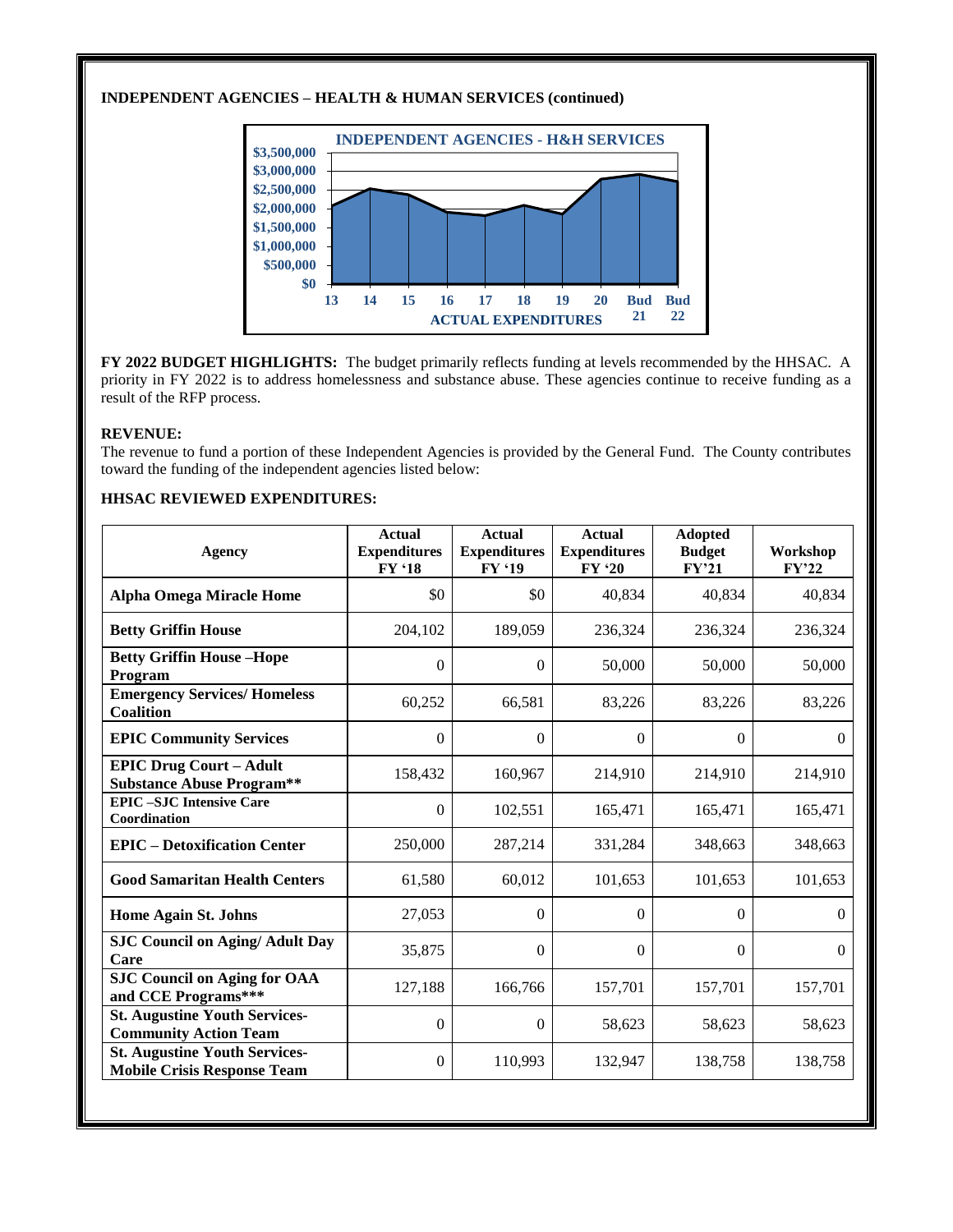## INDEPENDENT AGENCIES – HEALTH & HUMAN SERVICES (continued)

**FY 2022 BUDGET HIGHLIGHTS:** The budget primarily reflects funding at levels recommended by the HHSAC. A priority in FY 2022 is to address homelessness and substance abuse. These agencies continue to receive funding as a result of the RFP process.

**REVENUE:**
The revenue to fund a portion of these Independent Agencies is provided by the General Fund. The County contributes toward the funding of the independent agencies listed below:

**HHSAC REVIEWED EXPENDITURES:**

| Agency | Actual Expenditures FY '18 | Actual Expenditures FY '19 | Actual Expenditures FY '20 | Adopted Budget FY'21 | Workshop FY'22 |
|---|---|---|---|---|---|
| **Alpha Omega Miracle Home** | $0 | $0 | 40,834 | 40,834 | 40,834 |
| **Betty Griffin House** | 204,102 | 189,059 | 236,324 | 236,324 | 236,324 |
| **Betty Griffin House –Hope Program** | 0 | 0 | 50,000 | 50,000 | 50,000 |
| **Emergency Services/ Homeless Coalition** | 60,252 | 66,581 | 83,226 | 83,226 | 83,226 |
| **EPIC Community Services** | 0 | 0 | 0 | 0 | 0 |
| **EPIC Drug Court – Adult Substance Abuse Program**** | 158,432 | 160,967 | 214,910 | 214,910 | 214,910 |
| **EPIC –SJC Intensive Care Coordination** | 0 | 102,551 | 165,471 | 165,471 | 165,471 |
| **EPIC – Detoxification Center** | 250,000 | 287,214 | 331,284 | 348,663 | 348,663 |
| **Good Samaritan Health Centers** | 61,580 | 60,012 | 101,653 | 101,653 | 101,653 |
| **Home Again St. Johns** | 27,053 | 0 | 0 | 0 | 0 |
| **SJC Council on Aging/ Adult Day Care** | 35,875 | 0 | 0 | 0 | 0 |
| **SJC Council on Aging for OAA and CCE Programs***** | 127,188 | 166,766 | 157,701 | 157,701 | 157,701 |
| **St. Augustine Youth Services-Community Action Team** | 0 | 0 | 58,623 | 58,623 | 58,623 |
| **St. Augustine Youth Services-Mobile Crisis Response Team** | 0 | 110,993 | 132,947 | 138,758 | 138,758 |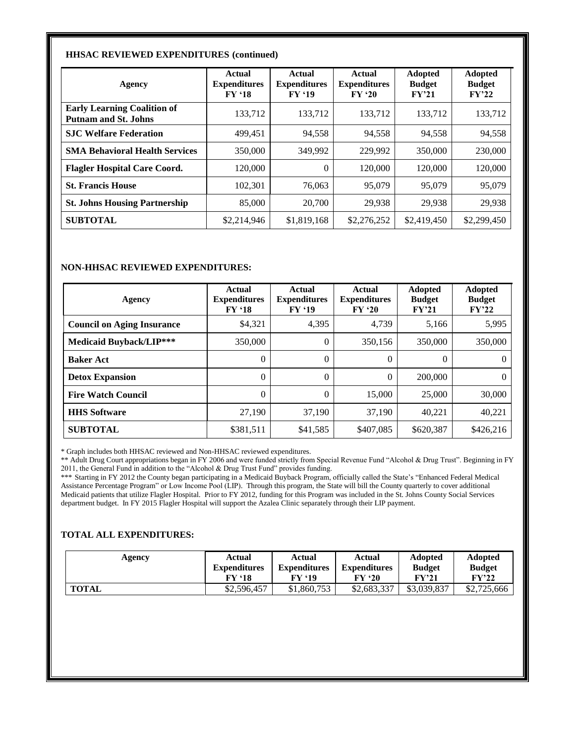**HHSAC REVIEWED EXPENDITURES (continued)**

| Agency | Actual Expenditures FY '18 | Actual Expenditures FY '19 | Actual Expenditures FY '20 | Adopted Budget FY'21 | Adopted Budget FY'22 |
|---|---|---|---|---|---|
| **Early Learning Coalition of Putnam and St. Johns** | 133,712 | 133,712 | 133,712 | 133,712 | 133,712 |
| **SJC Welfare Federation** | 499,451 | 94,558 | 94,558 | 94,558 | 94,558 |
| **SMA Behavioral Health Services** | 350,000 | 349,992 | 229,992 | 350,000 | 230,000 |
| **Flagler Hospital Care Coord.** | 120,000 | 0 | 120,000 | 120,000 | 120,000 |
| **St. Francis House** | 102,301 | 76,063 | 95,079 | 95,079 | 95,079 |
| **St. Johns Housing Partnership** | 85,000 | 20,700 | 29,938 | 29,938 | 29,938 |
| **SUBTOTAL** | $2,214,946 | $1,819,168 | $2,276,252 | $2,419,450 | $2,299,450 |

**NON-HHSAC REVIEWED EXPENDITURES:**

| Agency | Actual Expenditures FY '18 | Actual Expenditures FY '19 | Actual Expenditures FY '20 | Adopted Budget FY'21 | Adopted Budget FY'22 |
|---|---|---|---|---|---|
| **Council on Aging Insurance** | $4,321 | 4,395 | 4,739 | 5,166 | 5,995 |
| **Medicaid Buyback/LIP*** ** | 350,000 | 0 | 350,156 | 350,000 | 350,000 |
| **Baker Act** | 0 | 0 | 0 | 0 | 0 |
| **Detox Expansion** | 0 | 0 | 0 | 200,000 | 0 |
| **Fire Watch Council** | 0 | 0 | 15,000 | 25,000 | 30,000 |
| **HHS Software** | 27,190 | 37,190 | 37,190 | 40,221 | 40,221 |
| **SUBTOTAL** | $381,511 | $41,585 | $407,085 | $620,387 | $426,216 |

\* Graph includes both HHSAC reviewed and Non-HHSAC reviewed expenditures.

** Adult Drug Court appropriations began in FY 2006 and were funded strictly from Special Revenue Fund "Alcohol & Drug Trust". Beginning in FY 2011, the General Fund in addition to the "Alcohol & Drug Trust Fund" provides funding.

*** Starting in FY 2012 the County began participating in a Medicaid Buyback Program, officially called the State's "Enhanced Federal Medical Assistance Percentage Program" or Low Income Pool (LIP). Through this program, the State will bill the County quarterly to cover additional Medicaid patients that utilize Flagler Hospital. Prior to FY 2012, funding for this Program was included in the St. Johns County Social Services department budget. In FY 2015 Flagler Hospital will support the Azalea Clinic separately through their LIP payment.

**TOTAL ALL EXPENDITURES:**

| Agency | Actual Expenditures FY '18 | Actual Expenditures FY '19 | Actual Expenditures FY '20 | Adopted Budget FY'21 | Adopted Budget FY'22 |
|---|---|---|---|---|---|
| **TOTAL** | $2,596,457 | $1,860,753 | $2,683,337 | $3,039,837 | $2,725,666 |